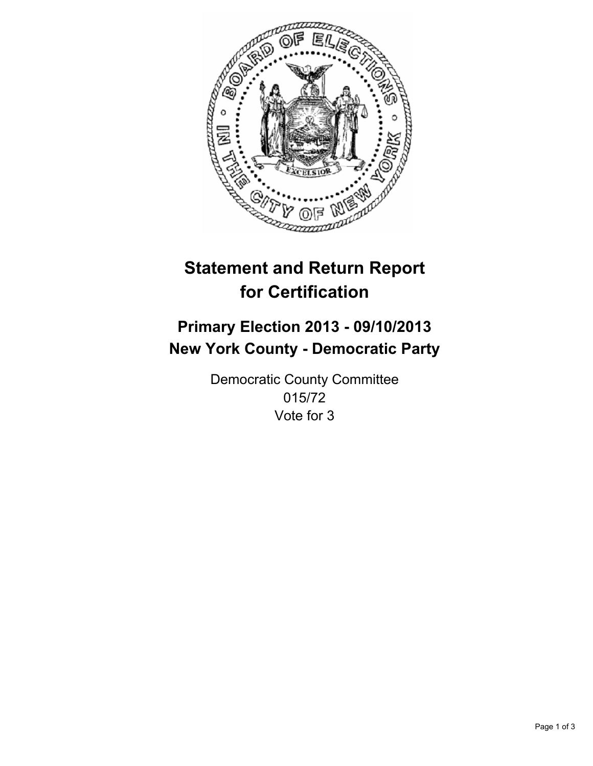# Statement and Return Report for Certification

## Primary Election 2013 - 09/10/2013
## New York County - Democratic Party

Democratic County Committee
015/72
Vote for 3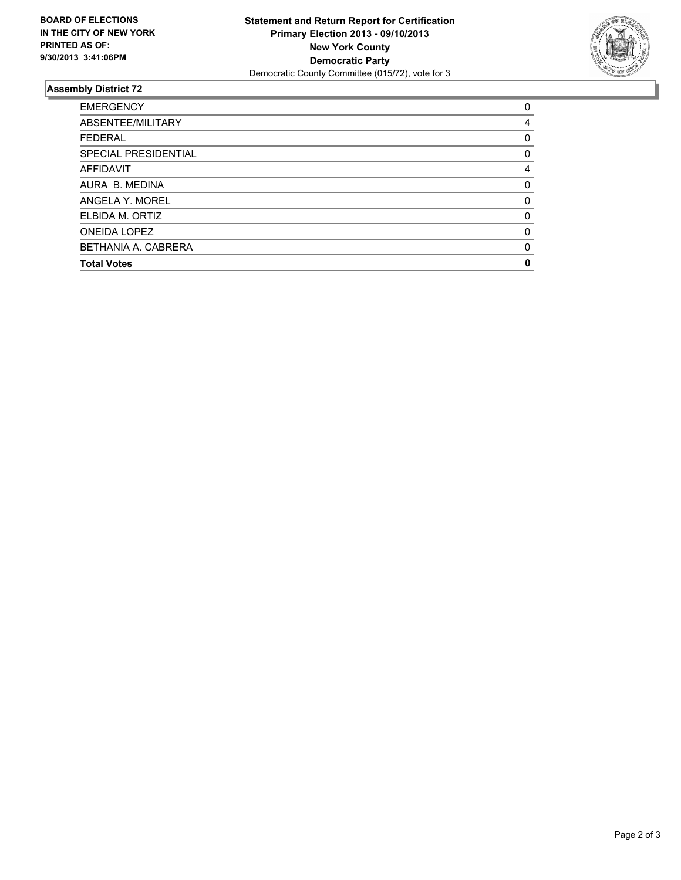**BOARD OF ELECTIONS**
**IN THE CITY OF NEW YORK**
**PRINTED AS OF:**
**9/30/2013 3:41:06PM**

**Statement and Return Report for Certification**
**Primary Election 2013 - 09/10/2013**
**New York County**
**Democratic Party**
Democratic County Committee (015/72), vote for 3

## Assembly District 72

| | |
|---|---|
| EMERGENCY | 0 |
| ABSENTEE/MILITARY | 4 |
| FEDERAL | 0 |
| SPECIAL PRESIDENTIAL | 0 |
| AFFIDAVIT | 4 |
| AURA B. MEDINA | 0 |
| ANGELA Y. MOREL | 0 |
| ELBIDA M. ORTIZ | 0 |
| ONEIDA LOPEZ | 0 |
| BETHANIA A. CABRERA | 0 |
| **Total Votes** | **0** |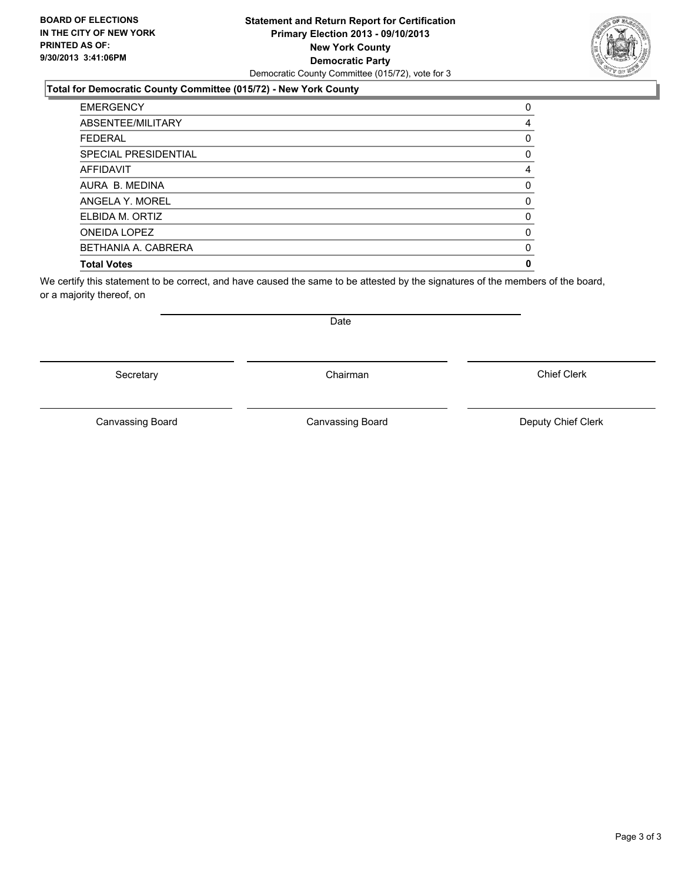**BOARD OF ELECTIONS IN THE CITY OF NEW YORK PRINTED AS OF: 9/30/2013 3:41:06PM**

**Statement and Return Report for Certification**
**Primary Election 2013 - 09/10/2013**
**New York County**
**Democratic Party**
Democratic County Committee (015/72), vote for 3

**Total for Democratic County Committee (015/72) - New York County**

| | |
|---|---|
| EMERGENCY | 0 |
| ABSENTEE/MILITARY | 4 |
| FEDERAL | 0 |
| SPECIAL PRESIDENTIAL | 0 |
| AFFIDAVIT | 4 |
| AURA B. MEDINA | 0 |
| ANGELA Y. MOREL | 0 |
| ELBIDA M. ORTIZ | 0 |
| ONEIDA LOPEZ | 0 |
| BETHANIA A. CABRERA | 0 |
| **Total Votes** | **0** |

We certify this statement to be correct, and have caused the same to be attested by the signatures of the members of the board, or a majority thereof, on

Date

Secretary | Chairman | Chief Clerk

Canvassing Board | Canvassing Board | Deputy Chief Clerk